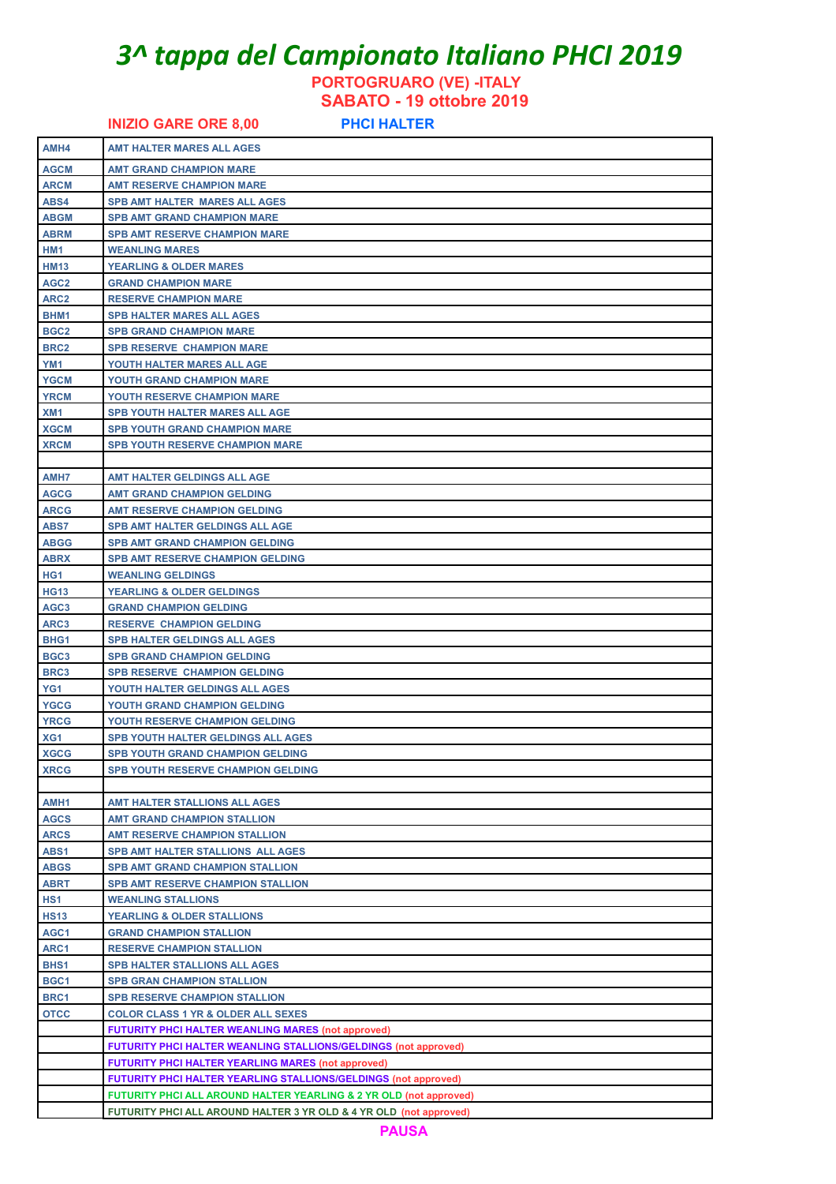# *3^ tappa del Campionato Italiano PHCI 2019*

**PORTOGRUARO (VE) -ITALY**

**SABATO - 19 ottobre 2019**

**INIZIO GARE ORE 8,00** **PHCI HALTER**

| | |
|---|---|
| AMH4 | AMT HALTER MARES ALL AGES |
| AGCM | AMT GRAND CHAMPION MARE |
| ARCM | AMT RESERVE CHAMPION MARE |
| ABS4 | SPB AMT HALTER MARES ALL AGES |
| ABGM | SPB AMT GRAND CHAMPION MARE |
| ABRM | SPB AMT RESERVE CHAMPION MARE |
| HM1 | WEANLING MARES |
| HM13 | YEARLING & OLDER MARES |
| AGC2 | GRAND CHAMPION MARE |
| ARC2 | RESERVE CHAMPION MARE |
| BHM1 | SPB HALTER MARES ALL AGES |
| BGC2 | SPB GRAND CHAMPION MARE |
| BRC2 | SPB RESERVE CHAMPION MARE |
| YM1 | YOUTH HALTER MARES ALL AGE |
| YGCM | YOUTH GRAND CHAMPION MARE |
| YRCM | YOUTH RESERVE CHAMPION MARE |
| XM1 | SPB YOUTH HALTER MARES ALL AGE |
| XGCM | SPB YOUTH GRAND CHAMPION MARE |
| XRCM | SPB YOUTH RESERVE CHAMPION MARE |
| | |
| AMH7 | AMT HALTER GELDINGS ALL AGE |
| AGCG | AMT GRAND CHAMPION GELDING |
| ARCG | AMT RESERVE CHAMPION GELDING |
| ABS7 | SPB AMT HALTER GELDINGS ALL AGE |
| ABGG | SPB AMT GRAND CHAMPION GELDING |
| ABRX | SPB AMT RESERVE CHAMPION GELDING |
| HG1 | WEANLING GELDINGS |
| HG13 | YEARLING & OLDER GELDINGS |
| AGC3 | GRAND CHAMPION GELDING |
| ARC3 | RESERVE CHAMPION GELDING |
| BHG1 | SPB HALTER GELDINGS ALL AGES |
| BGC3 | SPB GRAND CHAMPION GELDING |
| BRC3 | SPB RESERVE CHAMPION GELDING |
| YG1 | YOUTH HALTER GELDINGS ALL AGES |
| YGCG | YOUTH GRAND CHAMPION GELDING |
| YRCG | YOUTH RESERVE CHAMPION GELDING |
| XG1 | SPB YOUTH HALTER GELDINGS ALL AGES |
| XGCG | SPB YOUTH GRAND CHAMPION GELDING |
| XRCG | SPB YOUTH RESERVE CHAMPION GELDING |
| | |
| AMH1 | AMT HALTER STALLIONS ALL AGES |
| AGCS | AMT GRAND CHAMPION STALLION |
| ARCS | AMT RESERVE CHAMPION STALLION |
| ABS1 | SPB AMT HALTER STALLIONS ALL AGES |
| ABGS | SPB AMT GRAND CHAMPION STALLION |
| ABRT | SPB AMT RESERVE CHAMPION STALLION |
| HS1 | WEANLING STALLIONS |
| HS13 | YEARLING & OLDER STALLIONS |
| AGC1 | GRAND CHAMPION STALLION |
| ARC1 | RESERVE CHAMPION STALLION |
| BHS1 | SPB HALTER STALLIONS ALL AGES |
| BGC1 | SPB GRAN CHAMPION STALLION |
| BRC1 | SPB RESERVE CHAMPION STALLION |
| OTCC | COLOR CLASS 1 YR & OLDER ALL SEXES |
| | FUTURITY PHCI HALTER WEANLING MARES (not approved) |
| | FUTURITY PHCI HALTER WEANLING STALLIONS/GELDINGS (not approved) |
| | FUTURITY PHCI HALTER YEARLING MARES (not approved) |
| | FUTURITY PHCI HALTER YEARLING STALLIONS/GELDINGS (not approved) |
| | FUTURITY PHCI ALL AROUND HALTER YEARLING & 2 YR OLD (not approved) |
| | FUTURITY PHCI ALL AROUND HALTER 3 YR OLD & 4 YR OLD (not approved) |

**PAUSA**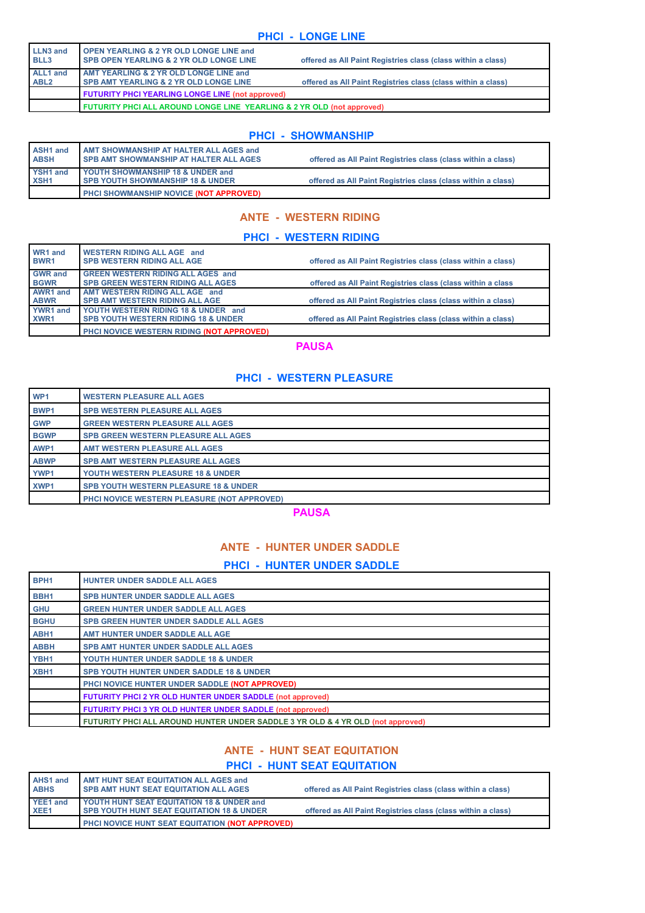## PHCI - LONGE LINE

| | | |
|---|---|---|
| LLN3 and BLL3 | OPEN YEARLING & 2 YR OLD LONGE LINE and SPB OPEN YEARLING & 2 YR OLD LONGE LINE | offered as All Paint Registries class (class within a class) |
| ALL1 and ABL2 | AMT YEARLING & 2 YR OLD LONGE LINE and SPB AMT YEARLING & 2 YR OLD LONGE LINE | offered as All Paint Registries class (class within a class) |
| | FUTURITY PHCI YEARLING LONGE LINE (not approved) | |
| | FUTURITY PHCI ALL AROUND LONGE LINE YEARLING & 2 YR OLD (not approved) | |

## PHCI - SHOWMANSHIP

| | | |
|---|---|---|
| ASH1 and ABSH | AMT SHOWMANSHIP AT HALTER ALL AGES and SPB AMT SHOWMANSHIP AT HALTER ALL AGES | offered as All Paint Registries class (class within a class) |
| YSH1 and XSH1 | YOUTH SHOWMANSHIP 18 & UNDER and SPB YOUTH SHOWMANSHIP 18 & UNDER | offered as All Paint Registries class (class within a class) |
| | PHCI SHOWMANSHIP NOVICE (NOT APPROVED) | |

## ANTE - WESTERN RIDING

## PHCI - WESTERN RIDING

| | | |
|---|---|---|
| WR1 and BWR1 | WESTERN RIDING ALL AGE and SPB WESTERN RIDING ALL AGE | offered as All Paint Registries class (class within a class) |
| GWR and BGWR | GREEN WESTERN RIDING ALL AGES and SPB GREEN WESTERN RIDING ALL AGES | offered as All Paint Registries class (class within a class |
| AWR1 and ABWR | AMT WESTERN RIDING ALL AGE and SPB AMT WESTERN RIDING ALL AGE | offered as All Paint Registries class (class within a class) |
| YWR1 and XWR1 | YOUTH WESTERN RIDING 18 & UNDER and SPB YOUTH WESTERN RIDING 18 & UNDER | offered as All Paint Registries class (class within a class) |
| | PHCI NOVICE WESTERN RIDING (NOT APPROVED) | |

**PAUSA**

## PHCI - WESTERN PLEASURE

| | |
|---|---|
| WP1 | WESTERN PLEASURE ALL AGES |
| BWP1 | SPB WESTERN PLEASURE ALL AGES |
| GWP | GREEN WESTERN PLEASURE ALL AGES |
| BGWP | SPB GREEN WESTERN PLEASURE ALL AGES |
| AWP1 | AMT WESTERN PLEASURE ALL AGES |
| ABWP | SPB AMT WESTERN PLEASURE ALL AGES |
| YWP1 | YOUTH WESTERN PLEASURE 18 & UNDER |
| XWP1 | SPB YOUTH WESTERN PLEASURE 18 & UNDER |
| | PHCI NOVICE WESTERN PLEASURE (NOT APPROVED) |

**PAUSA**

## ANTE - HUNTER UNDER SADDLE

## PHCI - HUNTER UNDER SADDLE

| | |
|---|---|
| BPH1 | HUNTER UNDER SADDLE ALL AGES |
| BBH1 | SPB HUNTER UNDER SADDLE ALL AGES |
| GHU | GREEN HUNTER UNDER SADDLE ALL AGES |
| BGHU | SPB GREEN HUNTER UNDER SADDLE ALL AGES |
| ABH1 | AMT HUNTER UNDER SADDLE ALL AGE |
| ABBH | SPB AMT HUNTER UNDER SADDLE ALL AGES |
| YBH1 | YOUTH HUNTER UNDER SADDLE 18 & UNDER |
| XBH1 | SPB YOUTH HUNTER UNDER SADDLE 18 & UNDER |
| | PHCI NOVICE HUNTER UNDER SADDLE (NOT APPROVED) |
| | FUTURITY PHCI 2 YR OLD HUNTER UNDER SADDLE (not approved) |
| | FUTURITY PHCI 3 YR OLD HUNTER UNDER SADDLE (not approved) |
| | FUTURITY PHCI ALL AROUND HUNTER UNDER SADDLE 3 YR OLD & 4 YR OLD (not approved) |

## ANTE - HUNT SEAT EQUITATION

## PHCI - HUNT SEAT EQUITATION

| | | |
|---|---|---|
| AHS1 and ABHS | AMT HUNT SEAT EQUITATION ALL AGES and SPB AMT HUNT SEAT EQUITATION ALL AGES | offered as All Paint Registries class (class within a class) |
| YEE1 and XEE1 | YOUTH HUNT SEAT EQUITATION 18 & UNDER and SPB YOUTH HUNT SEAT EQUITATION 18 & UNDER | offered as All Paint Registries class (class within a class) |
| | PHCI NOVICE HUNT SEAT EQUITATION (NOT APPROVED) | |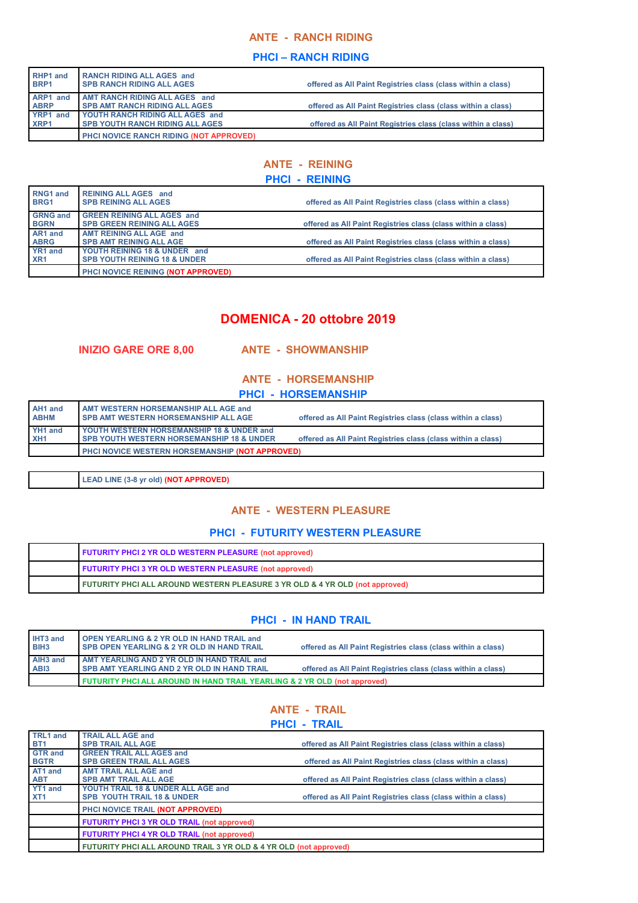## ANTE - RANCH RIDING

## PHCI – RANCH RIDING

| | | |
|---|---|---|
| RHP1 and BRP1 | RANCH RIDING ALL AGES and SPB RANCH RIDING ALL AGES | offered as All Paint Registries class (class within a class) |
| ARP1 and ABRP | AMT RANCH RIDING ALL AGES and SPB AMT RANCH RIDING ALL AGES | offered as All Paint Registries class (class within a class) |
| YRP1 and XRP1 | YOUTH RANCH RIDING ALL AGES and SPB YOUTH RANCH RIDING ALL AGES | offered as All Paint Registries class (class within a class) |
| | PHCI NOVICE RANCH RIDING (NOT APPROVED) | |

## ANTE - REINING

## PHCI - REINING

| | | |
|---|---|---|
| RNG1 and BRG1 | REINING ALL AGES and SPB REINING ALL AGES | offered as All Paint Registries class (class within a class) |
| GRNG and BGRN | GREEN REINING ALL AGES and SPB GREEN REINING ALL AGES | offered as All Paint Registries class (class within a class) |
| AR1 and ABRG | AMT REINING ALL AGE and SPB AMT REINING ALL AGE | offered as All Paint Registries class (class within a class) |
| YR1 and XR1 | YOUTH REINING 18 & UNDER and SPB YOUTH REINING 18 & UNDER | offered as All Paint Registries class (class within a class) |
| | PHCI NOVICE REINING (NOT APPROVED) | |

# DOMENICA - 20 ottobre 2019

**INIZIO GARE ORE 8,00**

## ANTE - SHOWMANSHIP

## ANTE - HORSEMANSHIP

## PHCI - HORSEMANSHIP

| | | |
|---|---|---|
| AH1 and ABHM | AMT WESTERN HORSEMANSHIP ALL AGE and SPB AMT WESTERN HORSEMANSHIP ALL AGE | offered as All Paint Registries class (class within a class) |
| YH1 and XH1 | YOUTH WESTERN HORSEMANSHIP 18 & UNDER and SPB YOUTH WESTERN HORSEMANSHIP 18 & UNDER | offered as All Paint Registries class (class within a class) |
| | PHCI NOVICE WESTERN HORSEMANSHIP (NOT APPROVED) | |

| | |
|---|---|
| | LEAD LINE (3-8 yr old) (NOT APPROVED) |

## ANTE - WESTERN PLEASURE

## PHCI - FUTURITY WESTERN PLEASURE

| | |
|---|---|
| | FUTURITY PHCI 2 YR OLD WESTERN PLEASURE (not approved) |
| | FUTURITY PHCI 3 YR OLD WESTERN PLEASURE (not approved) |
| | FUTURITY PHCI ALL AROUND WESTERN PLEASURE 3 YR OLD & 4 YR OLD (not approved) |

## PHCI - IN HAND TRAIL

| | | |
|---|---|---|
| IHT3 and BIH3 | OPEN YEARLING & 2 YR OLD IN HAND TRAIL and SPB OPEN YEARLING & 2 YR OLD IN HAND TRAIL | offered as All Paint Registries class (class within a class) |
| AIH3 and ABI3 | AMT YEARLING AND 2 YR OLD IN HAND TRAIL and SPB AMT YEARLING AND 2 YR OLD IN HAND TRAIL | offered as All Paint Registries class (class within a class) |
| | FUTURITY PHCI ALL AROUND IN HAND TRAIL YEARLING & 2 YR OLD (not approved) | |

## ANTE - TRAIL

## PHCI - TRAIL

| | | |
|---|---|---|
| TRL1 and BT1 | TRAIL ALL AGE and SPB TRAIL ALL AGE | offered as All Paint Registries class (class within a class) |
| GTR and BGTR | GREEN TRAIL ALL AGES and SPB GREEN TRAIL ALL AGES | offered as All Paint Registries class (class within a class) |
| AT1 and ABT | AMT TRAIL ALL AGE and SPB AMT TRAIL ALL AGE | offered as All Paint Registries class (class within a class) |
| YT1 and XT1 | YOUTH TRAIL 18 & UNDER ALL AGE and SPB YOUTH TRAIL 18 & UNDER | offered as All Paint Registries class (class within a class) |
| | PHCI NOVICE TRAIL (NOT APPROVED) | |
| | FUTURITY PHCI 3 YR OLD TRAIL (not approved) | |
| | FUTURITY PHCI 4 YR OLD TRAIL (not approved) | |
| | FUTURITY PHCI ALL AROUND TRAIL 3 YR OLD & 4 YR OLD (not approved) | |